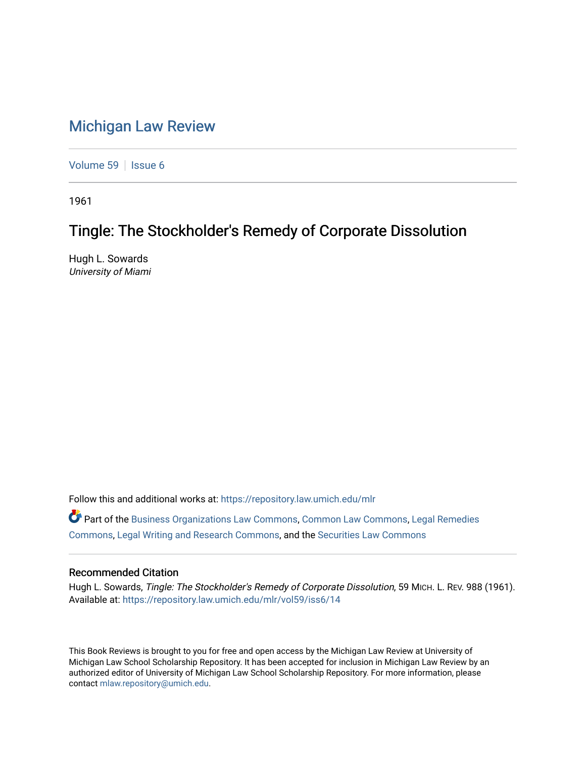# Michigan Law Review

Volume 59 | Issue 6

1961

## Tingle: The Stockholder's Remedy of Corporate Dissolution

Hugh L. Sowards
*University of Miami*

Follow this and additional works at: https://repository.law.umich.edu/mlr

Part of the Business Organizations Law Commons, Common Law Commons, Legal Remedies Commons, Legal Writing and Research Commons, and the Securities Law Commons

### Recommended Citation

Hugh L. Sowards, *Tingle: The Stockholder's Remedy of Corporate Dissolution*, 59 MICH. L. REV. 988 (1961).
Available at: https://repository.law.umich.edu/mlr/vol59/iss6/14

This Book Reviews is brought to you for free and open access by the Michigan Law Review at University of Michigan Law School Scholarship Repository. It has been accepted for inclusion in Michigan Law Review by an authorized editor of University of Michigan Law School Scholarship Repository. For more information, please contact mlaw.repository@umich.edu.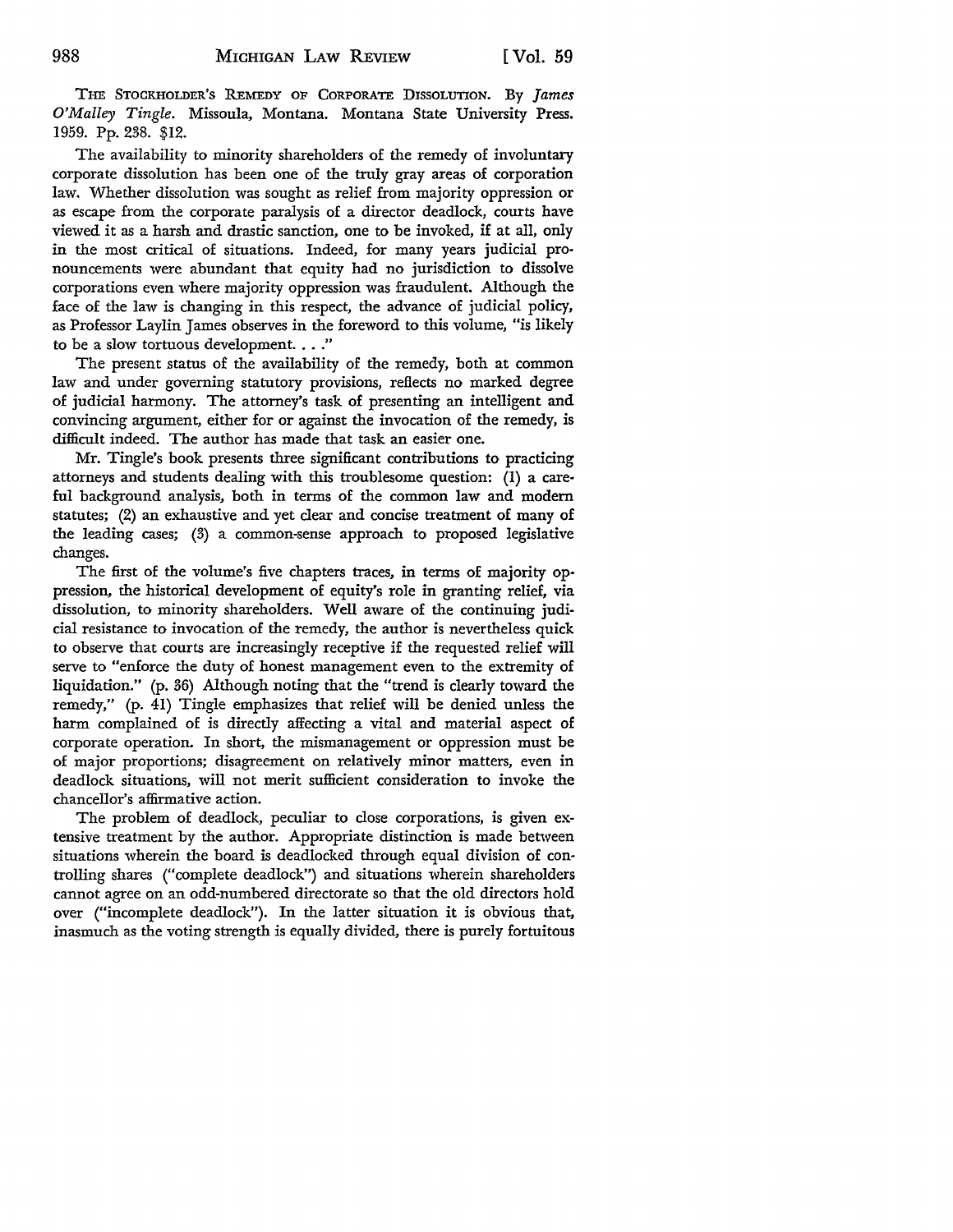THE STOCKHOLDER'S REMEDY OF CORPORATE DISSOLUTION. By *James O'Malley Tingle*. Missoula, Montana. Montana State University Press. 1959. Pp. 238. $12.

The availability to minority shareholders of the remedy of involuntary corporate dissolution has been one of the truly gray areas of corporation law. Whether dissolution was sought as relief from majority oppression or as escape from the corporate paralysis of a director deadlock, courts have viewed it as a harsh and drastic sanction, one to be invoked, if at all, only in the most critical of situations. Indeed, for many years judicial pronouncements were abundant that equity had no jurisdiction to dissolve corporations even where majority oppression was fraudulent. Although the face of the law is changing in this respect, the advance of judicial policy, as Professor Laylin James observes in the foreword to this volume, "is likely to be a slow tortuous development. . . ."

The present status of the availability of the remedy, both at common law and under governing statutory provisions, reflects no marked degree of judicial harmony. The attorney's task of presenting an intelligent and convincing argument, either for or against the invocation of the remedy, is difficult indeed. The author has made that task an easier one.

Mr. Tingle's book presents three significant contributions to practicing attorneys and students dealing with this troublesome question: (1) a careful background analysis, both in terms of the common law and modern statutes; (2) an exhaustive and yet clear and concise treatment of many of the leading cases; (3) a common-sense approach to proposed legislative changes.

The first of the volume's five chapters traces, in terms of majority oppression, the historical development of equity's role in granting relief, via dissolution, to minority shareholders. Well aware of the continuing judicial resistance to invocation of the remedy, the author is nevertheless quick to observe that courts are increasingly receptive if the requested relief will serve to "enforce the duty of honest management even to the extremity of liquidation." (p. 36) Although noting that the "trend is clearly toward the remedy," (p. 41) Tingle emphasizes that relief will be denied unless the harm complained of is directly affecting a vital and material aspect of corporate operation. In short, the mismanagement or oppression must be of major proportions; disagreement on relatively minor matters, even in deadlock situations, will not merit sufficient consideration to invoke the chancellor's affirmative action.

The problem of deadlock, peculiar to close corporations, is given extensive treatment by the author. Appropriate distinction is made between situations wherein the board is deadlocked through equal division of controlling shares ("complete deadlock") and situations wherein shareholders cannot agree on an odd-numbered directorate so that the old directors hold over ("incomplete deadlock"). In the latter situation it is obvious that, inasmuch as the voting strength is equally divided, there is purely fortuitous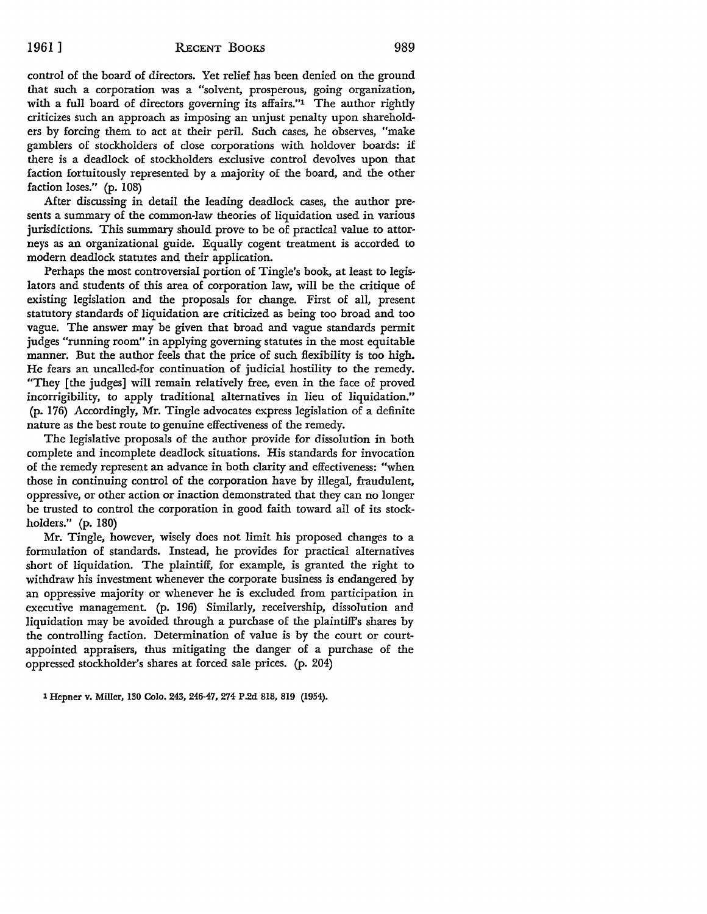control of the board of directors. Yet relief has been denied on the ground that such a corporation was a "solvent, prosperous, going organization, with a full board of directors governing its affairs."[1] The author rightly criticizes such an approach as imposing an unjust penalty upon shareholders by forcing them to act at their peril. Such cases, he observes, "make gamblers of stockholders of close corporations with holdover boards: if there is a deadlock of stockholders exclusive control devolves upon that faction fortuitously represented by a majority of the board, and the other faction loses." (p. 108)

After discussing in detail the leading deadlock cases, the author presents a summary of the common-law theories of liquidation used in various jurisdictions. This summary should prove to be of practical value to attorneys as an organizational guide. Equally cogent treatment is accorded to modern deadlock statutes and their application.

Perhaps the most controversial portion of Tingle's book, at least to legislators and students of this area of corporation law, will be the critique of existing legislation and the proposals for change. First of all, present statutory standards of liquidation are criticized as being too broad and too vague. The answer may be given that broad and vague standards permit judges "running room" in applying governing statutes in the most equitable manner. But the author feels that the price of such flexibility is too high. He fears an uncalled-for continuation of judicial hostility to the remedy. "They [the judges] will remain relatively free, even in the face of proved incorrigibility, to apply traditional alternatives in lieu of liquidation." (p. 176) Accordingly, Mr. Tingle advocates express legislation of a definite nature as the best route to genuine effectiveness of the remedy.

The legislative proposals of the author provide for dissolution in both complete and incomplete deadlock situations. His standards for invocation of the remedy represent an advance in both clarity and effectiveness: "when those in continuing control of the corporation have by illegal, fraudulent, oppressive, or other action or inaction demonstrated that they can no longer be trusted to control the corporation in good faith toward all of its stockholders." (p. 180)

Mr. Tingle, however, wisely does not limit his proposed changes to a formulation of standards. Instead, he provides for practical alternatives short of liquidation. The plaintiff, for example, is granted the right to withdraw his investment whenever the corporate business is endangered by an oppressive majority or whenever he is excluded from participation in executive management. (p. 196) Similarly, receivership, dissolution and liquidation may be avoided through a purchase of the plaintiff's shares by the controlling faction. Determination of value is by the court or court-appointed appraisers, thus mitigating the danger of a purchase of the oppressed stockholder's shares at forced sale prices. (p. 204)

[1] Hepner v. Miller, 130 Colo. 243, 246-47, 274 P.2d 818, 819 (1954).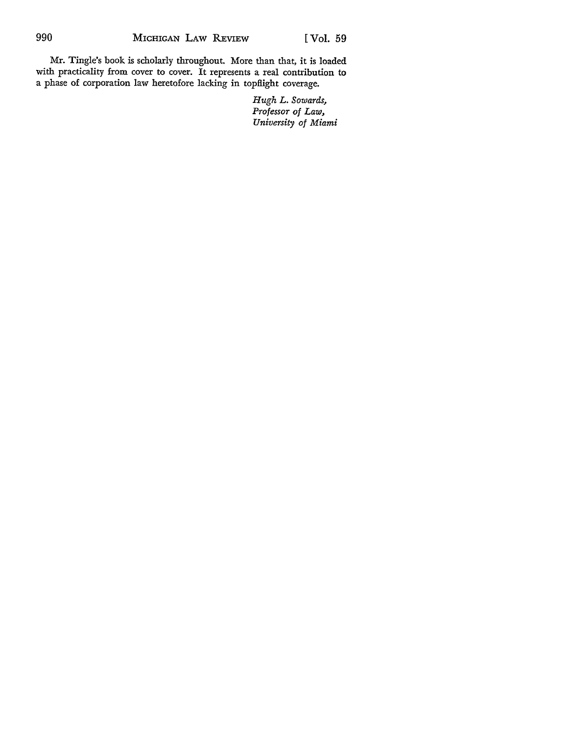Mr. Tingle's book is scholarly throughout. More than that, it is loaded with practicality from cover to cover. It represents a real contribution to a phase of corporation law heretofore lacking in topflight coverage.

*Hugh L. Sowards,*
*Professor of Law,*
*University of Miami*